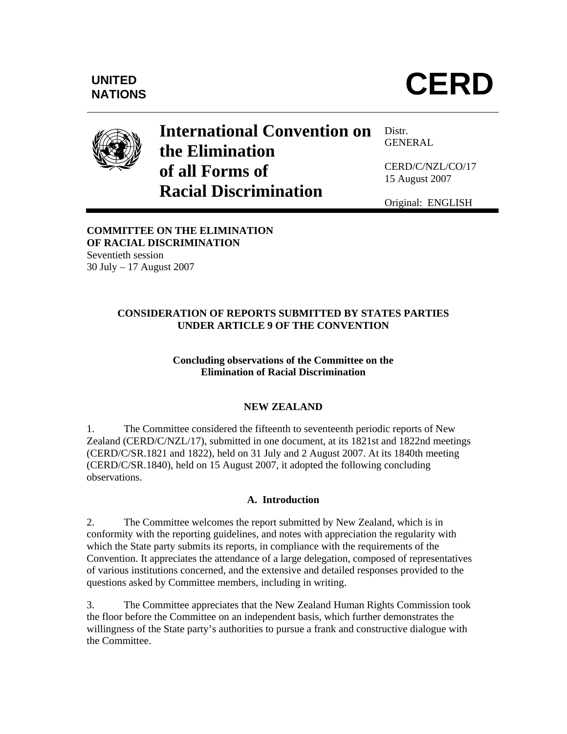UNITED NATIONS

# CERD

**International Convention on the Elimination of all Forms of Racial Discrimination**

Distr.
GENERAL

CERD/C/NZL/CO/17
15 August 2007

Original: ENGLISH

**COMMITTEE ON THE ELIMINATION OF RACIAL DISCRIMINATION**
Seventieth session
30 July – 17 August 2007

## CONSIDERATION OF REPORTS SUBMITTED BY STATES PARTIES UNDER ARTICLE 9 OF THE CONVENTION

### Concluding observations of the Committee on the Elimination of Racial Discrimination

### NEW ZEALAND

1. The Committee considered the fifteenth to seventeenth periodic reports of New Zealand (CERD/C/NZL/17), submitted in one document, at its 1821st and 1822nd meetings (CERD/C/SR.1821 and 1822), held on 31 July and 2 August 2007. At its 1840th meeting (CERD/C/SR.1840), held on 15 August 2007, it adopted the following concluding observations.

### A. Introduction

2. The Committee welcomes the report submitted by New Zealand, which is in conformity with the reporting guidelines, and notes with appreciation the regularity with which the State party submits its reports, in compliance with the requirements of the Convention. It appreciates the attendance of a large delegation, composed of representatives of various institutions concerned, and the extensive and detailed responses provided to the questions asked by Committee members, including in writing.

3. The Committee appreciates that the New Zealand Human Rights Commission took the floor before the Committee on an independent basis, which further demonstrates the willingness of the State party's authorities to pursue a frank and constructive dialogue with the Committee.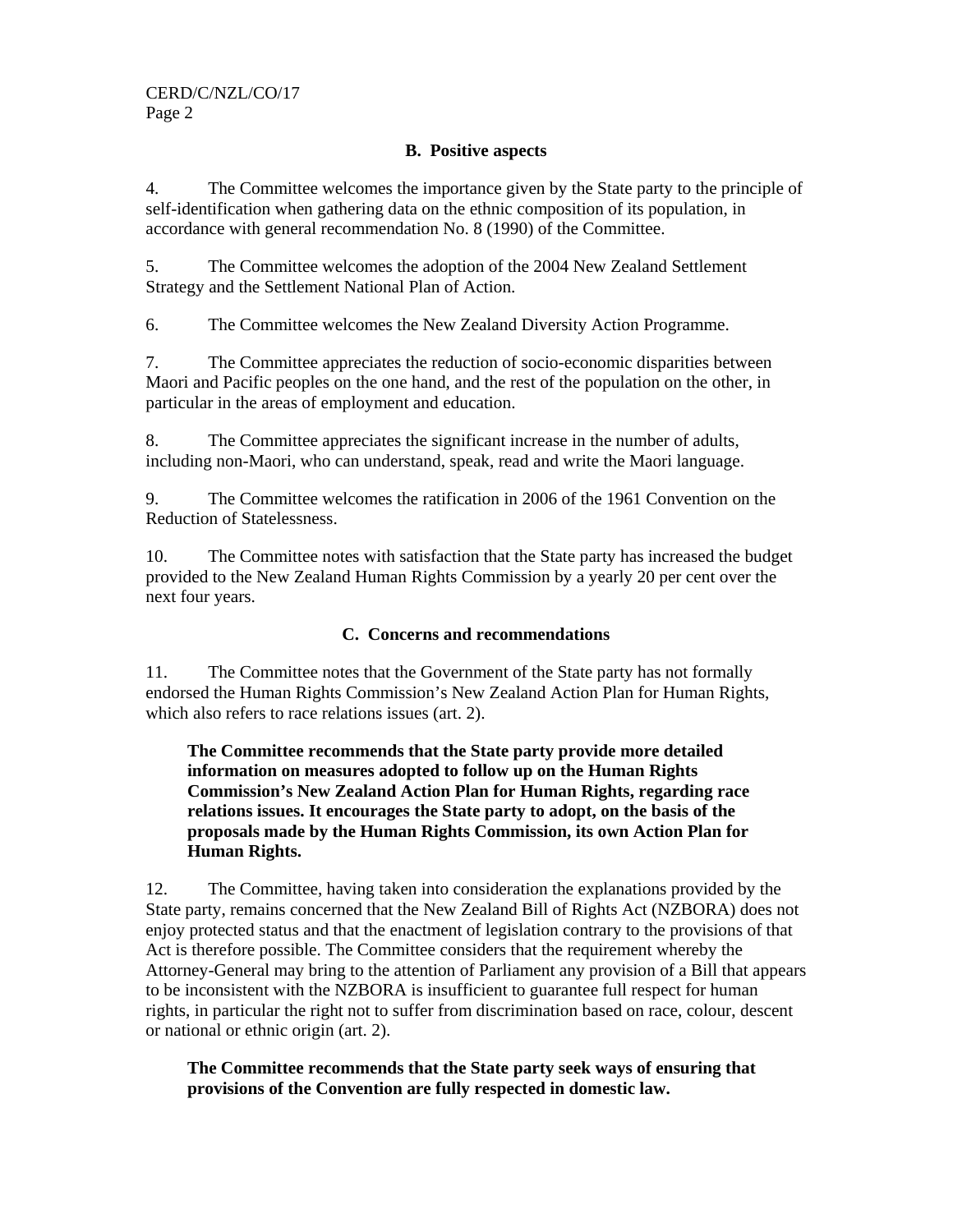## B. Positive aspects

4. The Committee welcomes the importance given by the State party to the principle of self-identification when gathering data on the ethnic composition of its population, in accordance with general recommendation No. 8 (1990) of the Committee.

5. The Committee welcomes the adoption of the 2004 New Zealand Settlement Strategy and the Settlement National Plan of Action.

6. The Committee welcomes the New Zealand Diversity Action Programme.

7. The Committee appreciates the reduction of socio-economic disparities between Maori and Pacific peoples on the one hand, and the rest of the population on the other, in particular in the areas of employment and education.

8. The Committee appreciates the significant increase in the number of adults, including non-Maori, who can understand, speak, read and write the Maori language.

9. The Committee welcomes the ratification in 2006 of the 1961 Convention on the Reduction of Statelessness.

10. The Committee notes with satisfaction that the State party has increased the budget provided to the New Zealand Human Rights Commission by a yearly 20 per cent over the next four years.

## C. Concerns and recommendations

11. The Committee notes that the Government of the State party has not formally endorsed the Human Rights Commission's New Zealand Action Plan for Human Rights, which also refers to race relations issues (art. 2).

> **The Committee recommends that the State party provide more detailed information on measures adopted to follow up on the Human Rights Commission's New Zealand Action Plan for Human Rights, regarding race relations issues. It encourages the State party to adopt, on the basis of the proposals made by the Human Rights Commission, its own Action Plan for Human Rights.**

12. The Committee, having taken into consideration the explanations provided by the State party, remains concerned that the New Zealand Bill of Rights Act (NZBORA) does not enjoy protected status and that the enactment of legislation contrary to the provisions of that Act is therefore possible. The Committee considers that the requirement whereby the Attorney-General may bring to the attention of Parliament any provision of a Bill that appears to be inconsistent with the NZBORA is insufficient to guarantee full respect for human rights, in particular the right not to suffer from discrimination based on race, colour, descent or national or ethnic origin (art. 2).

> **The Committee recommends that the State party seek ways of ensuring that provisions of the Convention are fully respected in domestic law.**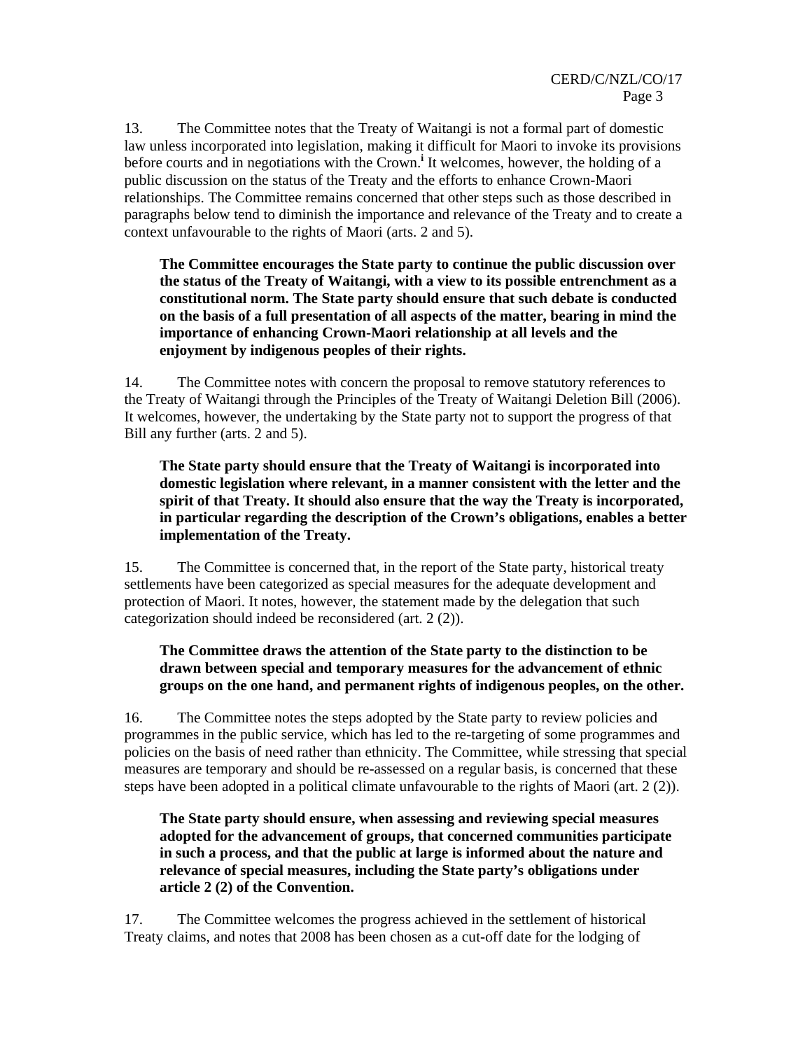13. The Committee notes that the Treaty of Waitangi is not a formal part of domestic law unless incorporated into legislation, making it difficult for Maori to invoke its provisions before courts and in negotiations with the Crown.[i] It welcomes, however, the holding of a public discussion on the status of the Treaty and the efforts to enhance Crown-Maori relationships. The Committee remains concerned that other steps such as those described in paragraphs below tend to diminish the importance and relevance of the Treaty and to create a context unfavourable to the rights of Maori (arts. 2 and 5).

**The Committee encourages the State party to continue the public discussion over the status of the Treaty of Waitangi, with a view to its possible entrenchment as a constitutional norm. The State party should ensure that such debate is conducted on the basis of a full presentation of all aspects of the matter, bearing in mind the importance of enhancing Crown-Maori relationship at all levels and the enjoyment by indigenous peoples of their rights.**

14. The Committee notes with concern the proposal to remove statutory references to the Treaty of Waitangi through the Principles of the Treaty of Waitangi Deletion Bill (2006). It welcomes, however, the undertaking by the State party not to support the progress of that Bill any further (arts. 2 and 5).

**The State party should ensure that the Treaty of Waitangi is incorporated into domestic legislation where relevant, in a manner consistent with the letter and the spirit of that Treaty. It should also ensure that the way the Treaty is incorporated, in particular regarding the description of the Crown's obligations, enables a better implementation of the Treaty.**

15. The Committee is concerned that, in the report of the State party, historical treaty settlements have been categorized as special measures for the adequate development and protection of Maori. It notes, however, the statement made by the delegation that such categorization should indeed be reconsidered (art. 2 (2)).

**The Committee draws the attention of the State party to the distinction to be drawn between special and temporary measures for the advancement of ethnic groups on the one hand, and permanent rights of indigenous peoples, on the other.**

16. The Committee notes the steps adopted by the State party to review policies and programmes in the public service, which has led to the re-targeting of some programmes and policies on the basis of need rather than ethnicity. The Committee, while stressing that special measures are temporary and should be re-assessed on a regular basis, is concerned that these steps have been adopted in a political climate unfavourable to the rights of Maori (art. 2 (2)).

**The State party should ensure, when assessing and reviewing special measures adopted for the advancement of groups, that concerned communities participate in such a process, and that the public at large is informed about the nature and relevance of special measures, including the State party's obligations under article 2 (2) of the Convention.**

17. The Committee welcomes the progress achieved in the settlement of historical Treaty claims, and notes that 2008 has been chosen as a cut-off date for the lodging of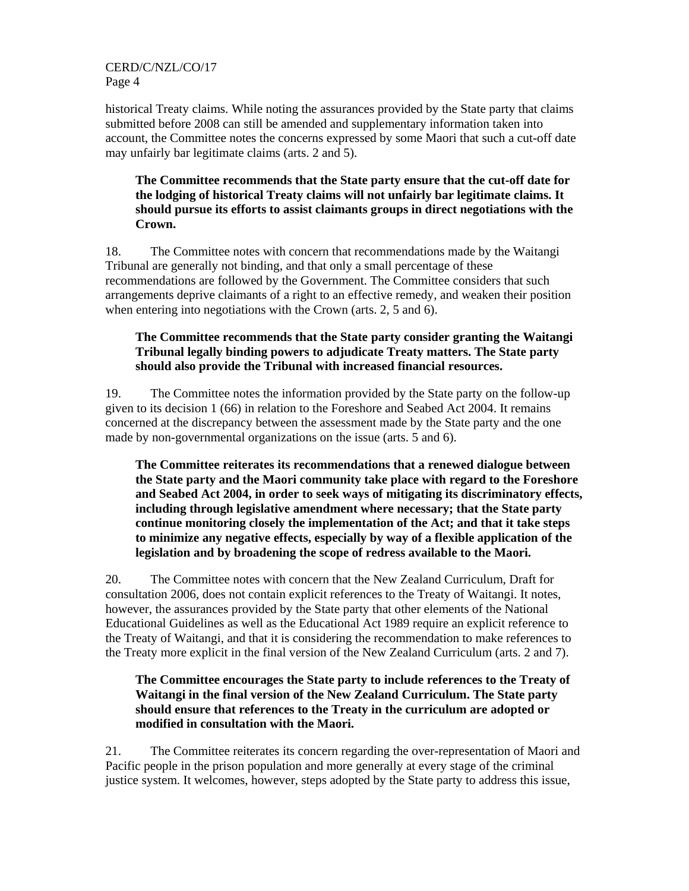historical Treaty claims. While noting the assurances provided by the State party that claims submitted before 2008 can still be amended and supplementary information taken into account, the Committee notes the concerns expressed by some Maori that such a cut-off date may unfairly bar legitimate claims (arts. 2 and 5).

> **The Committee recommends that the State party ensure that the cut-off date for the lodging of historical Treaty claims will not unfairly bar legitimate claims. It should pursue its efforts to assist claimants groups in direct negotiations with the Crown.**

18. The Committee notes with concern that recommendations made by the Waitangi Tribunal are generally not binding, and that only a small percentage of these recommendations are followed by the Government. The Committee considers that such arrangements deprive claimants of a right to an effective remedy, and weaken their position when entering into negotiations with the Crown (arts. 2, 5 and 6).

> **The Committee recommends that the State party consider granting the Waitangi Tribunal legally binding powers to adjudicate Treaty matters. The State party should also provide the Tribunal with increased financial resources.**

19. The Committee notes the information provided by the State party on the follow-up given to its decision 1 (66) in relation to the Foreshore and Seabed Act 2004. It remains concerned at the discrepancy between the assessment made by the State party and the one made by non-governmental organizations on the issue (arts. 5 and 6).

> **The Committee reiterates its recommendations that a renewed dialogue between the State party and the Maori community take place with regard to the Foreshore and Seabed Act 2004, in order to seek ways of mitigating its discriminatory effects, including through legislative amendment where necessary; that the State party continue monitoring closely the implementation of the Act; and that it take steps to minimize any negative effects, especially by way of a flexible application of the legislation and by broadening the scope of redress available to the Maori.**

20. The Committee notes with concern that the New Zealand Curriculum, Draft for consultation 2006, does not contain explicit references to the Treaty of Waitangi. It notes, however, the assurances provided by the State party that other elements of the National Educational Guidelines as well as the Educational Act 1989 require an explicit reference to the Treaty of Waitangi, and that it is considering the recommendation to make references to the Treaty more explicit in the final version of the New Zealand Curriculum (arts. 2 and 7).

> **The Committee encourages the State party to include references to the Treaty of Waitangi in the final version of the New Zealand Curriculum. The State party should ensure that references to the Treaty in the curriculum are adopted or modified in consultation with the Maori.**

21. The Committee reiterates its concern regarding the over-representation of Maori and Pacific people in the prison population and more generally at every stage of the criminal justice system. It welcomes, however, steps adopted by the State party to address this issue,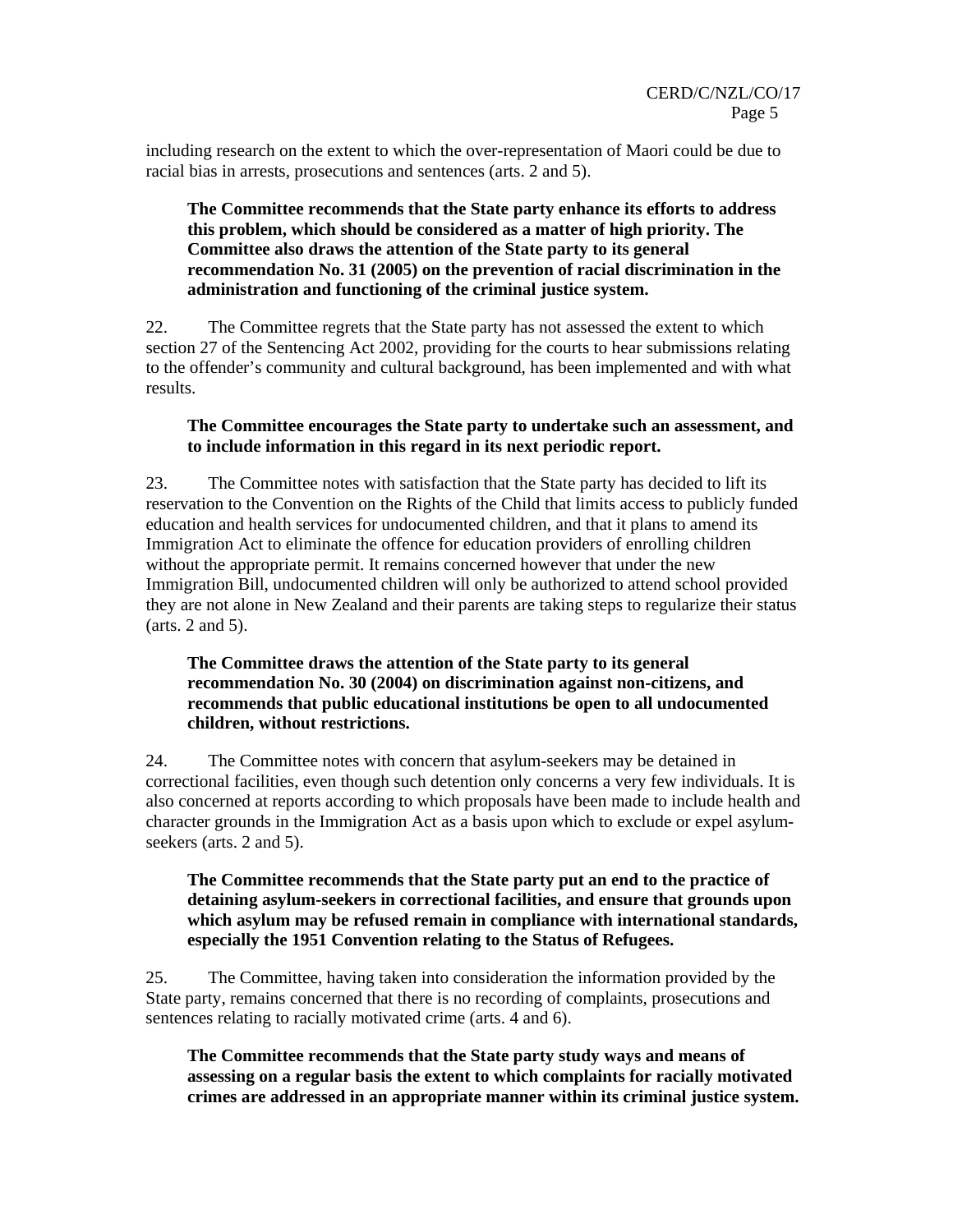including research on the extent to which the over-representation of Maori could be due to racial bias in arrests, prosecutions and sentences (arts. 2 and 5).

> **The Committee recommends that the State party enhance its efforts to address this problem, which should be considered as a matter of high priority. The Committee also draws the attention of the State party to its general recommendation No. 31 (2005) on the prevention of racial discrimination in the administration and functioning of the criminal justice system.**

22. The Committee regrets that the State party has not assessed the extent to which section 27 of the Sentencing Act 2002, providing for the courts to hear submissions relating to the offender's community and cultural background, has been implemented and with what results.

> **The Committee encourages the State party to undertake such an assessment, and to include information in this regard in its next periodic report.**

23. The Committee notes with satisfaction that the State party has decided to lift its reservation to the Convention on the Rights of the Child that limits access to publicly funded education and health services for undocumented children, and that it plans to amend its Immigration Act to eliminate the offence for education providers of enrolling children without the appropriate permit. It remains concerned however that under the new Immigration Bill, undocumented children will only be authorized to attend school provided they are not alone in New Zealand and their parents are taking steps to regularize their status (arts. 2 and 5).

> **The Committee draws the attention of the State party to its general recommendation No. 30 (2004) on discrimination against non-citizens, and recommends that public educational institutions be open to all undocumented children, without restrictions.**

24. The Committee notes with concern that asylum-seekers may be detained in correctional facilities, even though such detention only concerns a very few individuals. It is also concerned at reports according to which proposals have been made to include health and character grounds in the Immigration Act as a basis upon which to exclude or expel asylum-seekers (arts. 2 and 5).

> **The Committee recommends that the State party put an end to the practice of detaining asylum-seekers in correctional facilities, and ensure that grounds upon which asylum may be refused remain in compliance with international standards, especially the 1951 Convention relating to the Status of Refugees.**

25. The Committee, having taken into consideration the information provided by the State party, remains concerned that there is no recording of complaints, prosecutions and sentences relating to racially motivated crime (arts. 4 and 6).

> **The Committee recommends that the State party study ways and means of assessing on a regular basis the extent to which complaints for racially motivated crimes are addressed in an appropriate manner within its criminal justice system.**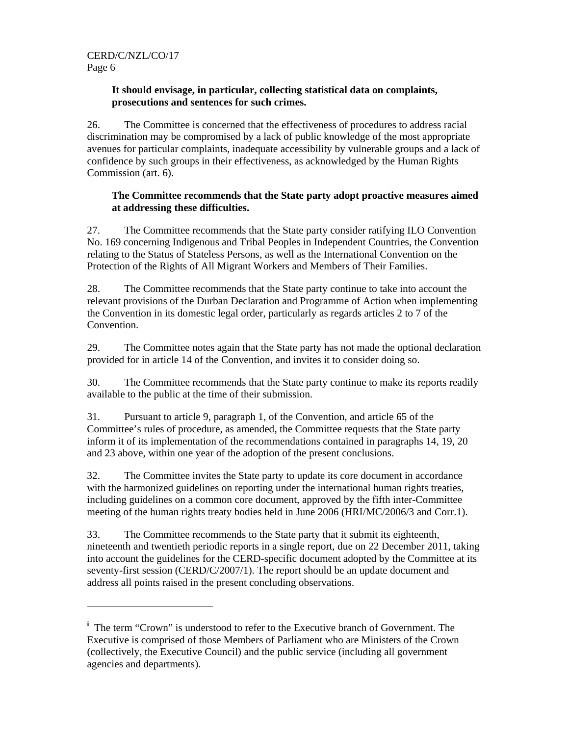**It should envisage, in particular, collecting statistical data on complaints, prosecutions and sentences for such crimes.**

26. The Committee is concerned that the effectiveness of procedures to address racial discrimination may be compromised by a lack of public knowledge of the most appropriate avenues for particular complaints, inadequate accessibility by vulnerable groups and a lack of confidence by such groups in their effectiveness, as acknowledged by the Human Rights Commission (art. 6).

**The Committee recommends that the State party adopt proactive measures aimed at addressing these difficulties.**

27. The Committee recommends that the State party consider ratifying ILO Convention No. 169 concerning Indigenous and Tribal Peoples in Independent Countries, the Convention relating to the Status of Stateless Persons, as well as the International Convention on the Protection of the Rights of All Migrant Workers and Members of Their Families.

28. The Committee recommends that the State party continue to take into account the relevant provisions of the Durban Declaration and Programme of Action when implementing the Convention in its domestic legal order, particularly as regards articles 2 to 7 of the Convention.

29. The Committee notes again that the State party has not made the optional declaration provided for in article 14 of the Convention, and invites it to consider doing so.

30. The Committee recommends that the State party continue to make its reports readily available to the public at the time of their submission.

31. Pursuant to article 9, paragraph 1, of the Convention, and article 65 of the Committee's rules of procedure, as amended, the Committee requests that the State party inform it of its implementation of the recommendations contained in paragraphs 14, 19, 20 and 23 above, within one year of the adoption of the present conclusions.

32. The Committee invites the State party to update its core document in accordance with the harmonized guidelines on reporting under the international human rights treaties, including guidelines on a common core document, approved by the fifth inter-Committee meeting of the human rights treaty bodies held in June 2006 (HRI/MC/2006/3 and Corr.1).

33. The Committee recommends to the State party that it submit its eighteenth, nineteenth and twentieth periodic reports in a single report, due on 22 December 2011, taking into account the guidelines for the CERD-specific document adopted by the Committee at its seventy-first session (CERD/C/2007/1). The report should be an update document and address all points raised in the present concluding observations.

---

[i] The term "Crown" is understood to refer to the Executive branch of Government. The Executive is comprised of those Members of Parliament who are Ministers of the Crown (collectively, the Executive Council) and the public service (including all government agencies and departments).